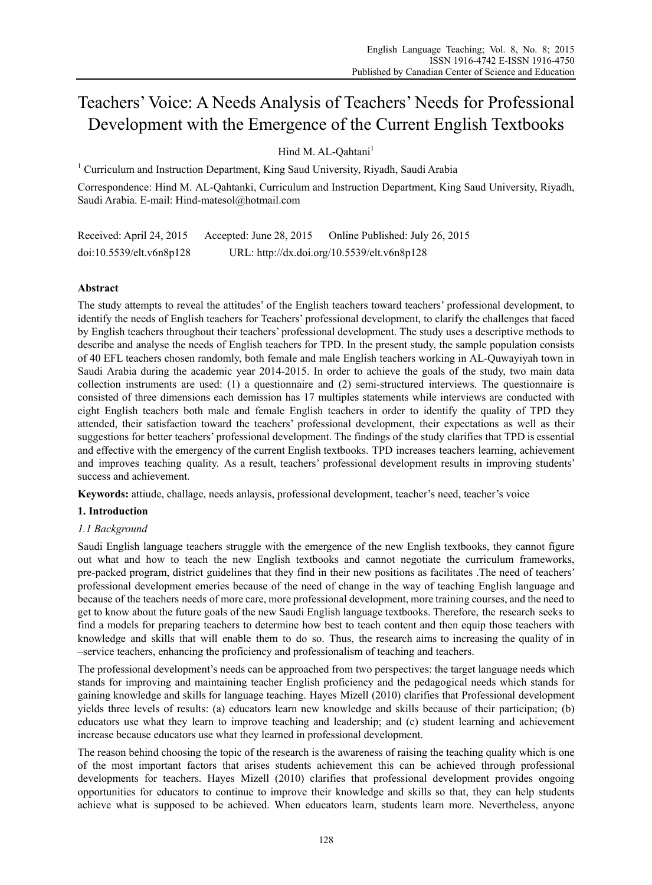# Teachers' Voice: A Needs Analysis of Teachers' Needs for Professional Development with the Emergence of the Current English Textbooks

Hind M. AL-Qahtani[1]

[1] Curriculum and Instruction Department, King Saud University, Riyadh, Saudi Arabia

Correspondence: Hind M. AL-Qahtanki, Curriculum and Instruction Department, King Saud University, Riyadh, Saudi Arabia. E-mail: Hind-matesol@hotmail.com

Received: April 24, 2015 Accepted: June 28, 2015 Online Published: July 26, 2015

doi:10.5539/elt.v6n8p128 URL: http://dx.doi.org/10.5539/elt.v6n8p128

## Abstract

The study attempts to reveal the attitudes' of the English teachers toward teachers' professional development, to identify the needs of English teachers for Teachers' professional development, to clarify the challenges that faced by English teachers throughout their teachers' professional development. The study uses a descriptive methods to describe and analyse the needs of English teachers for TPD. In the present study, the sample population consists of 40 EFL teachers chosen randomly, both female and male English teachers working in AL-Quwayiyah town in Saudi Arabia during the academic year 2014-2015. In order to achieve the goals of the study, two main data collection instruments are used: (1) a questionnaire and (2) semi-structured interviews. The questionnaire is consisted of three dimensions each demission has 17 multiples statements while interviews are conducted with eight English teachers both male and female English teachers in order to identify the quality of TPD they attended, their satisfaction toward the teachers' professional development, their expectations as well as their suggestions for better teachers' professional development. The findings of the study clarifies that TPD is essential and effective with the emergency of the current English textbooks. TPD increases teachers learning, achievement and improves teaching quality. As a result, teachers' professional development results in improving students' success and achievement.

**Keywords:** attiude, challage, needs anlaysis, professional development, teacher's need, teacher's voice

## 1. Introduction

### *1.1 Background*

Saudi English language teachers struggle with the emergence of the new English textbooks, they cannot figure out what and how to teach the new English textbooks and cannot negotiate the curriculum frameworks, pre-packed program, district guidelines that they find in their new positions as facilitates .The need of teachers' professional development emeries because of the need of change in the way of teaching English language and because of the teachers needs of more care, more professional development, more training courses, and the need to get to know about the future goals of the new Saudi English language textbooks. Therefore, the research seeks to find a models for preparing teachers to determine how best to teach content and then equip those teachers with knowledge and skills that will enable them to do so. Thus, the research aims to increasing the quality of in –service teachers, enhancing the proficiency and professionalism of teaching and teachers.

The professional development's needs can be approached from two perspectives: the target language needs which stands for improving and maintaining teacher English proficiency and the pedagogical needs which stands for gaining knowledge and skills for language teaching. Hayes Mizell (2010) clarifies that Professional development yields three levels of results: (a) educators learn new knowledge and skills because of their participation; (b) educators use what they learn to improve teaching and leadership; and (c) student learning and achievement increase because educators use what they learned in professional development.

The reason behind choosing the topic of the research is the awareness of raising the teaching quality which is one of the most important factors that arises students achievement this can be achieved through professional developments for teachers. Hayes Mizell (2010) clarifies that professional development provides ongoing opportunities for educators to continue to improve their knowledge and skills so that, they can help students achieve what is supposed to be achieved. When educators learn, students learn more. Nevertheless, anyone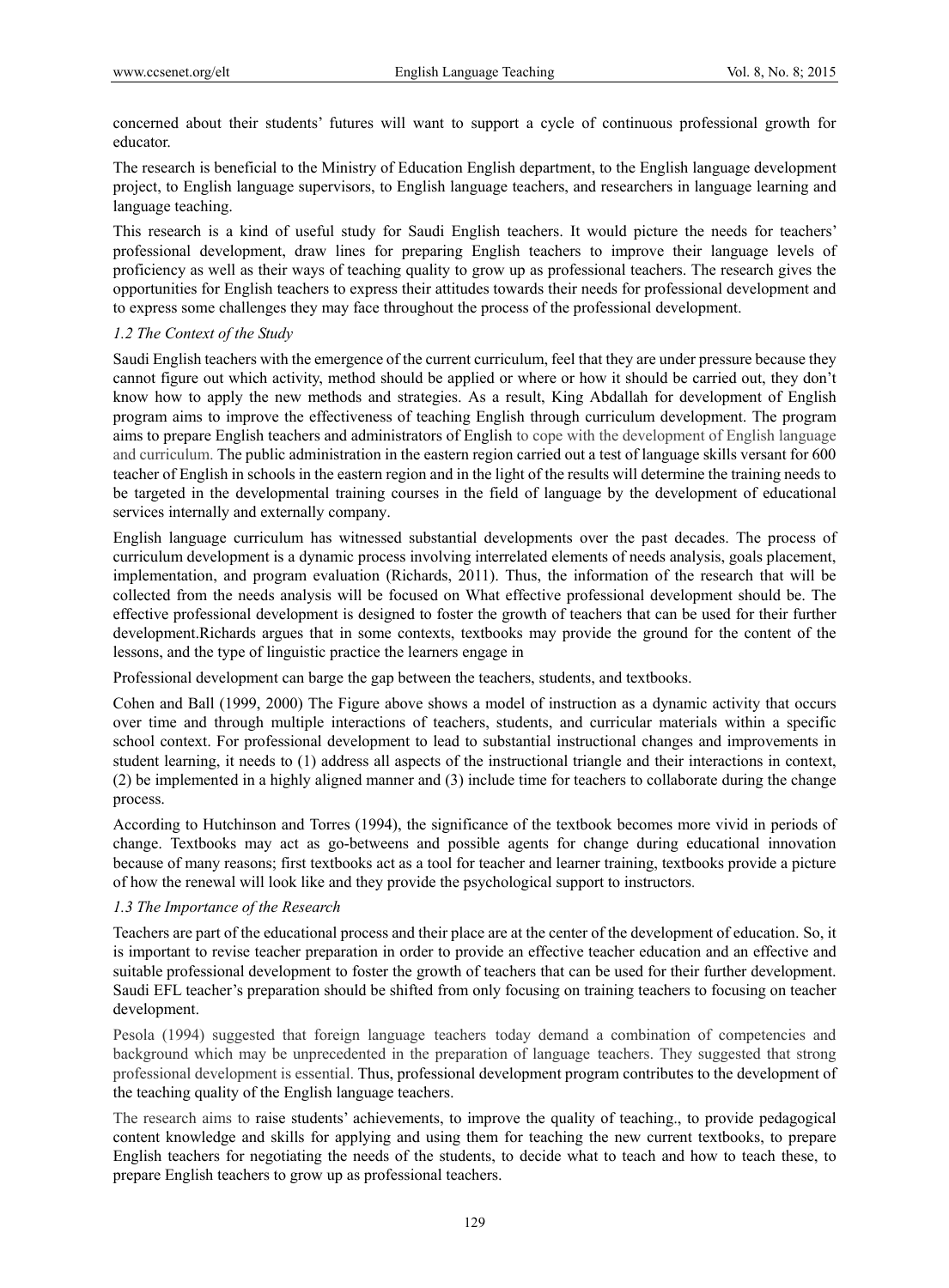concerned about their students' futures will want to support a cycle of continuous professional growth for educator.

The research is beneficial to the Ministry of Education English department, to the English language development project, to English language supervisors, to English language teachers, and researchers in language learning and language teaching.

This research is a kind of useful study for Saudi English teachers. It would picture the needs for teachers' professional development, draw lines for preparing English teachers to improve their language levels of proficiency as well as their ways of teaching quality to grow up as professional teachers. The research gives the opportunities for English teachers to express their attitudes towards their needs for professional development and to express some challenges they may face throughout the process of the professional development.

### *1.2 The Context of the Study*

Saudi English teachers with the emergence of the current curriculum, feel that they are under pressure because they cannot figure out which activity, method should be applied or where or how it should be carried out, they don't know how to apply the new methods and strategies. As a result, King Abdallah for development of English program aims to improve the effectiveness of teaching English through curriculum development. The program aims to prepare English teachers and administrators of English to cope with the development of English language and curriculum. The public administration in the eastern region carried out a test of language skills versant for 600 teacher of English in schools in the eastern region and in the light of the results will determine the training needs to be targeted in the developmental training courses in the field of language by the development of educational services internally and externally company.

English language curriculum has witnessed substantial developments over the past decades. The process of curriculum development is a dynamic process involving interrelated elements of needs analysis, goals placement, implementation, and program evaluation (Richards, 2011). Thus, the information of the research that will be collected from the needs analysis will be focused on What effective professional development should be. The effective professional development is designed to foster the growth of teachers that can be used for their further development.Richards argues that in some contexts, textbooks may provide the ground for the content of the lessons, and the type of linguistic practice the learners engage in

Professional development can barge the gap between the teachers, students, and textbooks.

Cohen and Ball (1999, 2000) The Figure above shows a model of instruction as a dynamic activity that occurs over time and through multiple interactions of teachers, students, and curricular materials within a specific school context. For professional development to lead to substantial instructional changes and improvements in student learning, it needs to (1) address all aspects of the instructional triangle and their interactions in context, (2) be implemented in a highly aligned manner and (3) include time for teachers to collaborate during the change process.

According to Hutchinson and Torres (1994), the significance of the textbook becomes more vivid in periods of change. Textbooks may act as go-betweens and possible agents for change during educational innovation because of many reasons; first textbooks act as a tool for teacher and learner training, textbooks provide a picture of how the renewal will look like and they provide the psychological support to instructors.

### *1.3 The Importance of the Research*

Teachers are part of the educational process and their place are at the center of the development of education. So, it is important to revise teacher preparation in order to provide an effective teacher education and an effective and suitable professional development to foster the growth of teachers that can be used for their further development. Saudi EFL teacher's preparation should be shifted from only focusing on training teachers to focusing on teacher development.

Pesola (1994) suggested that foreign language teachers today demand a combination of competencies and background which may be unprecedented in the preparation of language teachers. They suggested that strong professional development is essential. Thus, professional development program contributes to the development of the teaching quality of the English language teachers.

The research aims to raise students' achievements, to improve the quality of teaching., to provide pedagogical content knowledge and skills for applying and using them for teaching the new current textbooks, to prepare English teachers for negotiating the needs of the students, to decide what to teach and how to teach these, to prepare English teachers to grow up as professional teachers.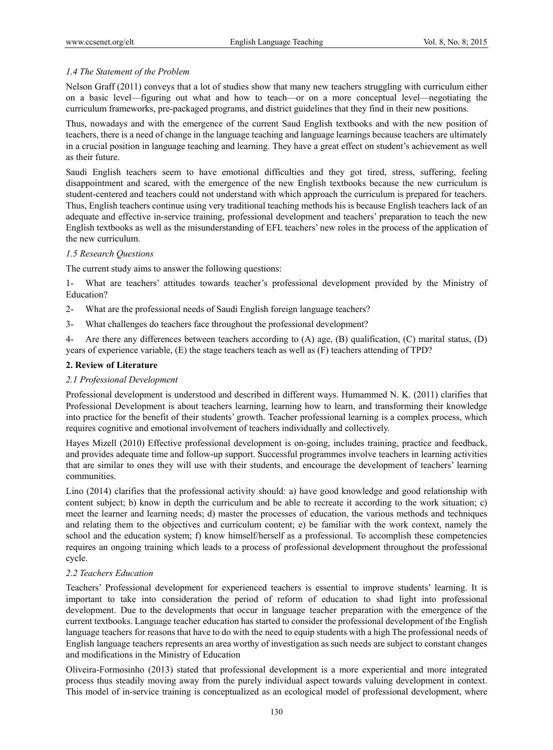### *1.4 The Statement of the Problem*

Nelson Graff (2011) conveys that a lot of studies show that many new teachers struggling with curriculum either on a basic level—figuring out what and how to teach—or on a more conceptual level—negotiating the curriculum frameworks, pre-packaged programs, and district guidelines that they find in their new positions.

Thus, nowadays and with the emergence of the current Saud English textbooks and with the new position of teachers, there is a need of change in the language teaching and language learnings because teachers are ultimately in a crucial position in language teaching and learning. They have a great effect on student's achievement as well as their future.

Saudi English teachers seem to have emotional difficulties and they got tired, stress, suffering, feeling disappointment and scared, with the emergence of the new English textbooks because the new curriculum is student-centered and teachers could not understand with which approach the curriculum is prepared for teachers. Thus, English teachers continue using very traditional teaching methods his is because English teachers lack of an adequate and effective in-service training, professional development and teachers' preparation to teach the new English textbooks as well as the misunderstanding of EFL teachers' new roles in the process of the application of the new curriculum.

### *1.5 Research Questions*

The current study aims to answer the following questions:

1- What are teachers' attitudes towards teacher's professional development provided by the Ministry of Education?

2- What are the professional needs of Saudi English foreign language teachers?

3- What challenges do teachers face throughout the professional development?

4- Are there any differences between teachers according to (A) age, (B) qualification, (C) marital status, (D) years of experience variable, (E) the stage teachers teach as well as (F) teachers attending of TPD?

## **2. Review of Literature**

### *2.1 Professional Development*

Professional development is understood and described in different ways. Humammed N. K. (2011) clarifies that Professional Development is about teachers learning, learning how to learn, and transforming their knowledge into practice for the benefit of their students' growth. Teacher professional learning is a complex process, which requires cognitive and emotional involvement of teachers individually and collectively.

Hayes Mizell (2010) Effective professional development is on-going, includes training, practice and feedback, and provides adequate time and follow-up support. Successful programmes involve teachers in learning activities that are similar to ones they will use with their students, and encourage the development of teachers' learning communities.

Lino (2014) clarifies that the professional activity should: a) have good knowledge and good relationship with content subject; b) know in depth the curriculum and be able to recreate it according to the work situation; c) meet the learner and learning needs; d) master the processes of education, the various methods and techniques and relating them to the objectives and curriculum content; e) be familiar with the work context, namely the school and the education system; f) know himself/herself as a professional. To accomplish these competencies requires an ongoing training which leads to a process of professional development throughout the professional cycle.

### *2.2 Teachers Education*

Teachers' Professional development for experienced teachers is essential to improve students' learning. It is important to take into consideration the period of reform of education to shad light into professional development. Due to the developments that occur in language teacher preparation with the emergence of the current textbooks. Language teacher education has started to consider the professional development of the English language teachers for reasons that have to do with the need to equip students with a high The professional needs of English language teachers represents an area worthy of investigation as such needs are subject to constant changes and modifications in the Ministry of Education

Oliveira-Formosinho (2013) stated that professional development is a more experiential and more integrated process thus steadily moving away from the purely individual aspect towards valuing development in context. This model of in-service training is conceptualized as an ecological model of professional development, where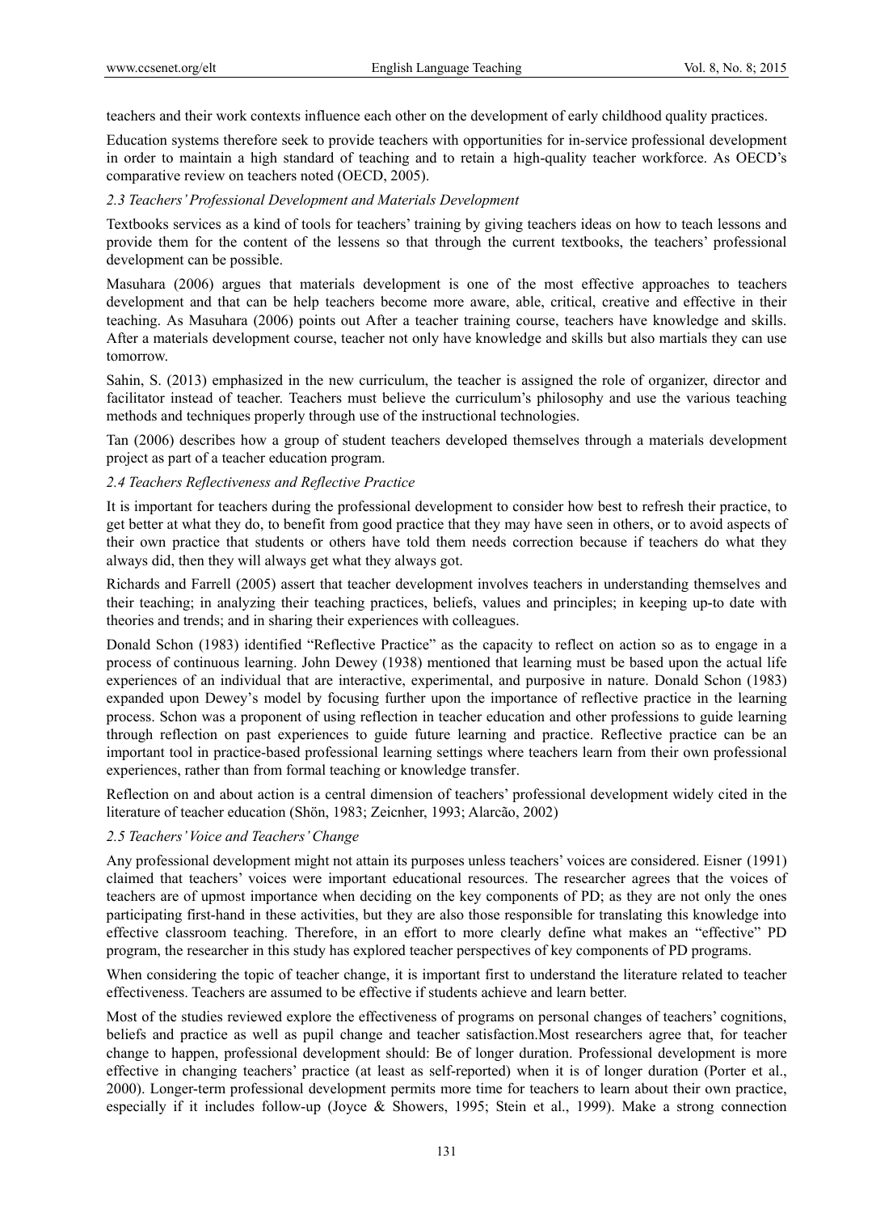teachers and their work contexts influence each other on the development of early childhood quality practices.

Education systems therefore seek to provide teachers with opportunities for in-service professional development in order to maintain a high standard of teaching and to retain a high-quality teacher workforce. As OECD's comparative review on teachers noted (OECD, 2005).

### *2.3 Teachers' Professional Development and Materials Development*

Textbooks services as a kind of tools for teachers' training by giving teachers ideas on how to teach lessons and provide them for the content of the lessens so that through the current textbooks, the teachers' professional development can be possible.

Masuhara (2006) argues that materials development is one of the most effective approaches to teachers development and that can be help teachers become more aware, able, critical, creative and effective in their teaching. As Masuhara (2006) points out After a teacher training course, teachers have knowledge and skills. After a materials development course, teacher not only have knowledge and skills but also martials they can use tomorrow.

Sahin, S. (2013) emphasized in the new curriculum, the teacher is assigned the role of organizer, director and facilitator instead of teacher. Teachers must believe the curriculum's philosophy and use the various teaching methods and techniques properly through use of the instructional technologies.

Tan (2006) describes how a group of student teachers developed themselves through a materials development project as part of a teacher education program.

### *2.4 Teachers Reflectiveness and Reflective Practice*

It is important for teachers during the professional development to consider how best to refresh their practice, to get better at what they do, to benefit from good practice that they may have seen in others, or to avoid aspects of their own practice that students or others have told them needs correction because if teachers do what they always did, then they will always get what they always got.

Richards and Farrell (2005) assert that teacher development involves teachers in understanding themselves and their teaching; in analyzing their teaching practices, beliefs, values and principles; in keeping up-to date with theories and trends; and in sharing their experiences with colleagues.

Donald Schon (1983) identified "Reflective Practice" as the capacity to reflect on action so as to engage in a process of continuous learning. John Dewey (1938) mentioned that learning must be based upon the actual life experiences of an individual that are interactive, experimental, and purposive in nature. Donald Schon (1983) expanded upon Dewey's model by focusing further upon the importance of reflective practice in the learning process. Schon was a proponent of using reflection in teacher education and other professions to guide learning through reflection on past experiences to guide future learning and practice. Reflective practice can be an important tool in practice-based professional learning settings where teachers learn from their own professional experiences, rather than from formal teaching or knowledge transfer.

Reflection on and about action is a central dimension of teachers' professional development widely cited in the literature of teacher education (Shön, 1983; Zeicnher, 1993; Alarcão, 2002)

### *2.5 Teachers' Voice and Teachers' Change*

Any professional development might not attain its purposes unless teachers' voices are considered. Eisner (1991) claimed that teachers' voices were important educational resources. The researcher agrees that the voices of teachers are of upmost importance when deciding on the key components of PD; as they are not only the ones participating first-hand in these activities, but they are also those responsible for translating this knowledge into effective classroom teaching. Therefore, in an effort to more clearly define what makes an "effective" PD program, the researcher in this study has explored teacher perspectives of key components of PD programs.

When considering the topic of teacher change, it is important first to understand the literature related to teacher effectiveness. Teachers are assumed to be effective if students achieve and learn better.

Most of the studies reviewed explore the effectiveness of programs on personal changes of teachers' cognitions, beliefs and practice as well as pupil change and teacher satisfaction.Most researchers agree that, for teacher change to happen, professional development should: Be of longer duration. Professional development is more effective in changing teachers' practice (at least as self-reported) when it is of longer duration (Porter et al., 2000). Longer-term professional development permits more time for teachers to learn about their own practice, especially if it includes follow-up (Joyce & Showers, 1995; Stein et al., 1999). Make a strong connection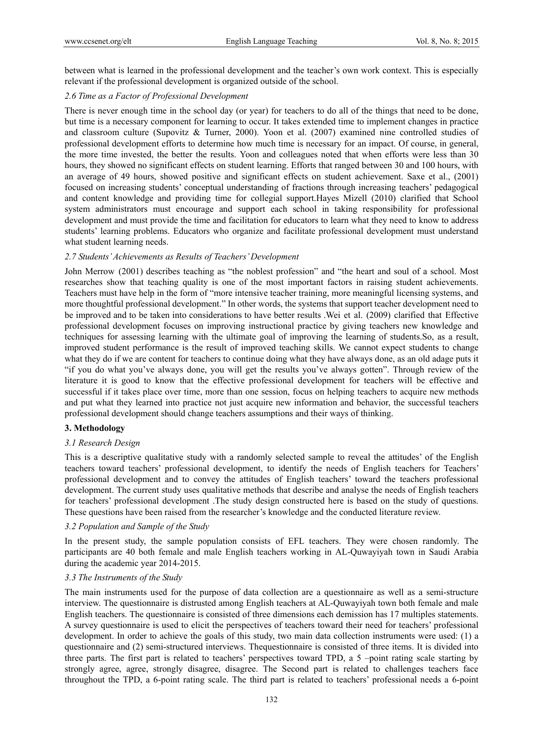between what is learned in the professional development and the teacher's own work context. This is especially relevant if the professional development is organized outside of the school.

### *2.6 Time as a Factor of Professional Development*

There is never enough time in the school day (or year) for teachers to do all of the things that need to be done, but time is a necessary component for learning to occur. It takes extended time to implement changes in practice and classroom culture (Supovitz & Turner, 2000). Yoon et al. (2007) examined nine controlled studies of professional development efforts to determine how much time is necessary for an impact. Of course, in general, the more time invested, the better the results. Yoon and colleagues noted that when efforts were less than 30 hours, they showed no significant effects on student learning. Efforts that ranged between 30 and 100 hours, with an average of 49 hours, showed positive and significant effects on student achievement. Saxe et al., (2001) focused on increasing students' conceptual understanding of fractions through increasing teachers' pedagogical and content knowledge and providing time for collegial support.Hayes Mizell (2010) clarified that School system administrators must encourage and support each school in taking responsibility for professional development and must provide the time and facilitation for educators to learn what they need to know to address students' learning problems. Educators who organize and facilitate professional development must understand what student learning needs.

### *2.7 Students' Achievements as Results of Teachers' Development*

John Merrow (2001) describes teaching as "the noblest profession" and "the heart and soul of a school. Most researches show that teaching quality is one of the most important factors in raising student achievements. Teachers must have help in the form of "more intensive teacher training, more meaningful licensing systems, and more thoughtful professional development." In other words, the systems that support teacher development need to be improved and to be taken into considerations to have better results .Wei et al. (2009) clarified that Effective professional development focuses on improving instructional practice by giving teachers new knowledge and techniques for assessing learning with the ultimate goal of improving the learning of students.So, as a result, improved student performance is the result of improved teaching skills. We cannot expect students to change what they do if we are content for teachers to continue doing what they have always done, as an old adage puts it "if you do what you've always done, you will get the results you've always gotten". Through review of the literature it is good to know that the effective professional development for teachers will be effective and successful if it takes place over time, more than one session, focus on helping teachers to acquire new methods and put what they learned into practice not just acquire new information and behavior, the successful teachers professional development should change teachers assumptions and their ways of thinking.

## **3. Methodology**

### *3.1 Research Design*

This is a descriptive qualitative study with a randomly selected sample to reveal the attitudes' of the English teachers toward teachers' professional development, to identify the needs of English teachers for Teachers' professional development and to convey the attitudes of English teachers' toward the teachers professional development. The current study uses qualitative methods that describe and analyse the needs of English teachers for teachers' professional development .The study design constructed here is based on the study of questions. These questions have been raised from the researcher's knowledge and the conducted literature review.

### *3.2 Population and Sample of the Study*

In the present study, the sample population consists of EFL teachers. They were chosen randomly. The participants are 40 both female and male English teachers working in AL-Quwayiyah town in Saudi Arabia during the academic year 2014-2015.

### *3.3 The Instruments of the Study*

The main instruments used for the purpose of data collection are a questionnaire as well as a semi-structure interview. The questionnaire is distrusted among English teachers at AL-Quwayiyah town both female and male English teachers. The questionnaire is consisted of three dimensions each demission has 17 multiples statements. A survey questionnaire is used to elicit the perspectives of teachers toward their need for teachers' professional development. In order to achieve the goals of this study, two main data collection instruments were used: (1) a questionnaire and (2) semi-structured interviews. Thequestionnaire is consisted of three items. It is divided into three parts. The first part is related to teachers' perspectives toward TPD, a 5 –point rating scale starting by strongly agree, agree, strongly disagree, disagree. The Second part is related to challenges teachers face throughout the TPD, a 6-point rating scale. The third part is related to teachers' professional needs a 6-point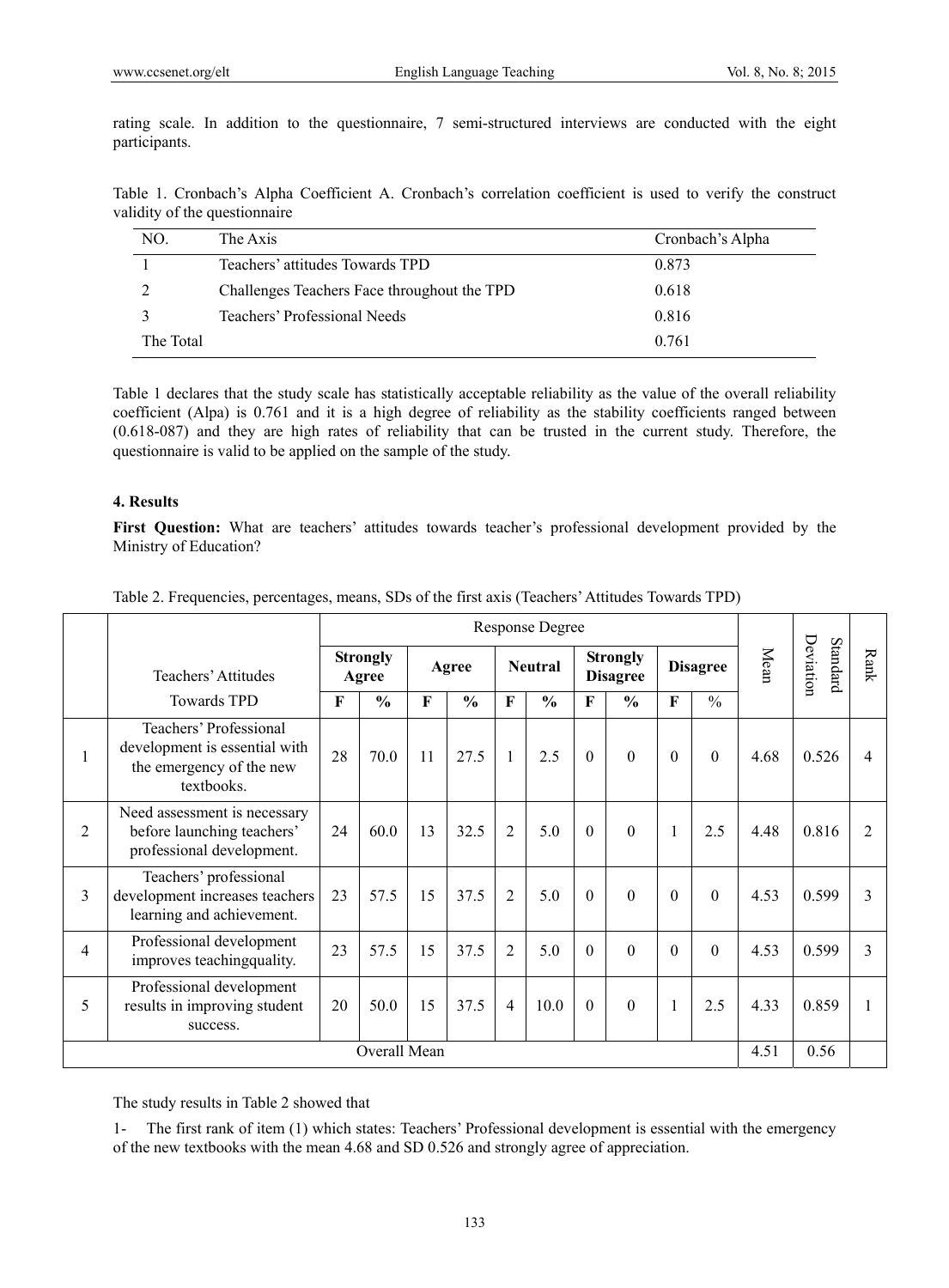rating scale. In addition to the questionnaire, 7 semi-structured interviews are conducted with the eight participants.

Table 1. Cronbach's Alpha Coefficient A. Cronbach's correlation coefficient is used to verify the construct validity of the questionnaire

| NO. | The Axis | Cronbach's Alpha |
|---|---|---|
| 1 | Teachers' attitudes Towards TPD | 0.873 |
| 2 | Challenges Teachers Face throughout the TPD | 0.618 |
| 3 | Teachers' Professional Needs | 0.816 |
| The Total | | 0.761 |

Table 1 declares that the study scale has statistically acceptable reliability as the value of the overall reliability coefficient (Alpa) is 0.761 and it is a high degree of reliability as the stability coefficients ranged between (0.618-087) and they are high rates of reliability that can be trusted in the current study. Therefore, the questionnaire is valid to be applied on the sample of the study.

## 4. Results

**First Question:** What are teachers' attitudes towards teacher's professional development provided by the Ministry of Education?

Table 2. Frequencies, percentages, means, SDs of the first axis (Teachers' Attitudes Towards TPD)

| | Teachers' Attitudes Towards TPD | Response Degree | | | | | | | | | | Mean | Standard Deviation | Rank |
|---|---|---|---|---|---|---|---|---|---|---|---|---|---|---|
| | | **Strongly Agree** | | **Agree** | | **Neutral** | | **Strongly Disagree** | | **Disagree** | | | | |
| | | **F** | **%** | **F** | **%** | **F** | **%** | **F** | **%** | **F** | % | | | |
| 1 | Teachers' Professional development is essential with the emergency of the new textbooks. | 28 | 70.0 | 11 | 27.5 | 1 | 2.5 | 0 | 0 | 0 | 0 | 4.68 | 0.526 | 4 |
| 2 | Need assessment is necessary before launching teachers' professional development. | 24 | 60.0 | 13 | 32.5 | 2 | 5.0 | 0 | 0 | 1 | 2.5 | 4.48 | 0.816 | 2 |
| 3 | Teachers' professional development increases teachers learning and achievement. | 23 | 57.5 | 15 | 37.5 | 2 | 5.0 | 0 | 0 | 0 | 0 | 4.53 | 0.599 | 3 |
| 4 | Professional development improves teachingquality. | 23 | 57.5 | 15 | 37.5 | 2 | 5.0 | 0 | 0 | 0 | 0 | 4.53 | 0.599 | 3 |
| 5 | Professional development results in improving student success. | 20 | 50.0 | 15 | 37.5 | 4 | 10.0 | 0 | 0 | 1 | 2.5 | 4.33 | 0.859 | 1 |
| Overall Mean | | | | | | | | | | | | 4.51 | 0.56 | |

The study results in Table 2 showed that

1- The first rank of item (1) which states: Teachers' Professional development is essential with the emergency of the new textbooks with the mean 4.68 and SD 0.526 and strongly agree of appreciation.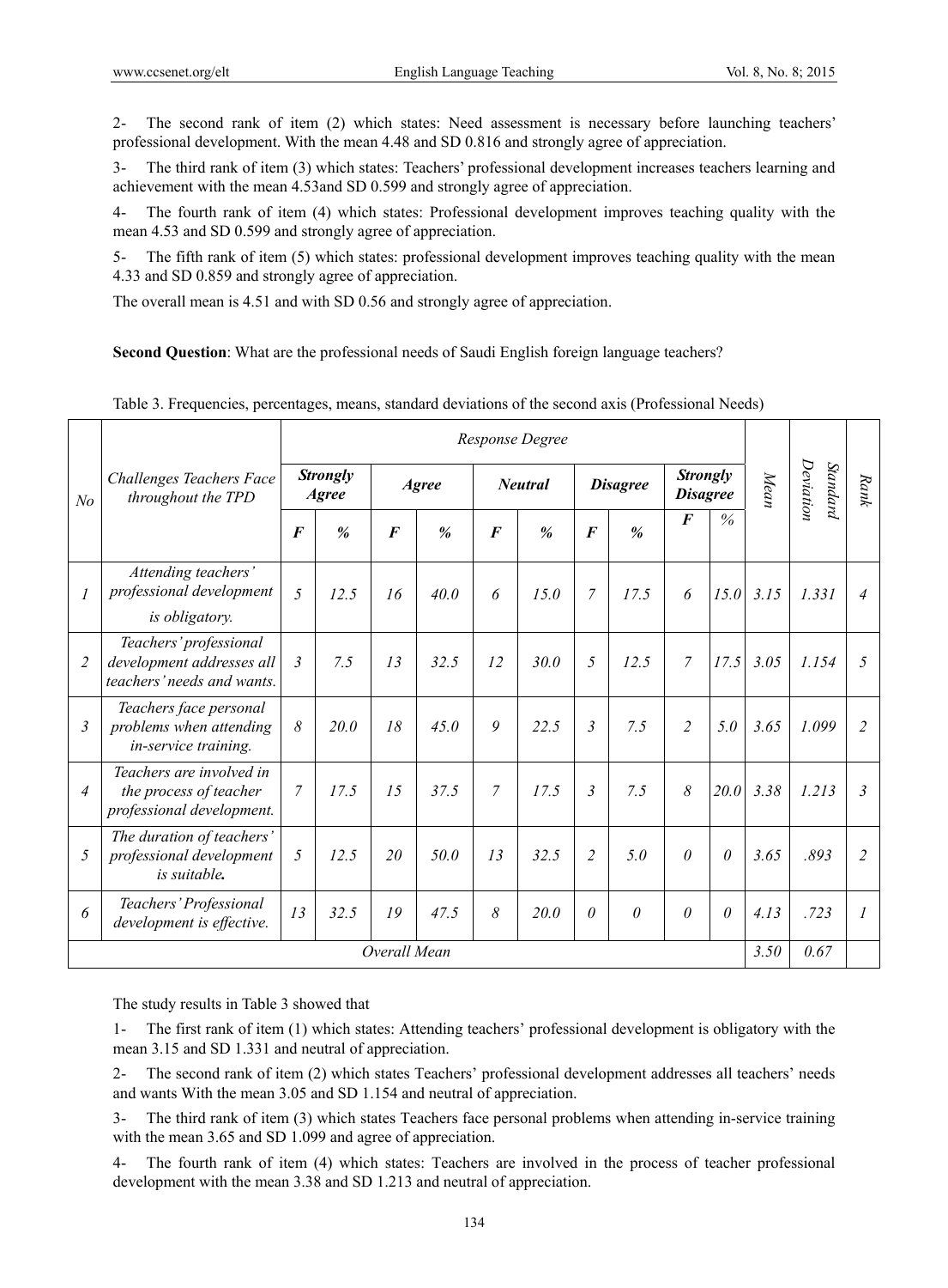2- The second rank of item (2) which states: Need assessment is necessary before launching teachers' professional development. With the mean 4.48 and SD 0.816 and strongly agree of appreciation.

3- The third rank of item (3) which states: Teachers' professional development increases teachers learning and achievement with the mean 4.53and SD 0.599 and strongly agree of appreciation.

4- The fourth rank of item (4) which states: Professional development improves teaching quality with the mean 4.53 and SD 0.599 and strongly agree of appreciation.

5- The fifth rank of item (5) which states: professional development improves teaching quality with the mean 4.33 and SD 0.859 and strongly agree of appreciation.

The overall mean is 4.51 and with SD 0.56 and strongly agree of appreciation.

**Second Question**: What are the professional needs of Saudi English foreign language teachers?

Table 3. Frequencies, percentages, means, standard deviations of the second axis (Professional Needs)

| *No* | *Challenges Teachers Face throughout the TPD* | *Response Degree* | | | | | | | | | | *Mean* | *Standard Deviation* | *Rank* |
|---|---|---|---|---|---|---|---|---|---|---|---|---|---|---|
| | | ***Strongly Agree*** | | ***Agree*** | | ***Neutral*** | | ***Disagree*** | | ***Strongly Disagree*** | | | | |
| | | ***F*** | ***%*** | ***F*** | ***%*** | ***F*** | ***%*** | ***F*** | ***%*** | ***F*** | *%* | | | |
| *1* | *Attending teachers' professional development is obligatory.* | *5* | *12.5* | *16* | *40.0* | *6* | *15.0* | *7* | *17.5* | *6* | *15.0* | *3.15* | *1.331* | *4* |
| *2* | *Teachers' professional development addresses all teachers' needs and wants.* | *3* | *7.5* | *13* | *32.5* | *12* | *30.0* | *5* | *12.5* | *7* | *17.5* | *3.05* | *1.154* | *5* |
| *3* | *Teachers face personal problems when attending in-service training.* | *8* | *20.0* | *18* | *45.0* | *9* | *22.5* | *3* | *7.5* | *2* | *5.0* | *3.65* | *1.099* | *2* |
| *4* | *Teachers are involved in the process of teacher professional development.* | *7* | *17.5* | *15* | *37.5* | *7* | *17.5* | *3* | *7.5* | *8* | *20.0* | *3.38* | *1.213* | *3* |
| *5* | *The duration of teachers' professional development is suitable.* | *5* | *12.5* | *20* | *50.0* | *13* | *32.5* | *2* | *5.0* | *0* | *0* | *3.65* | *.893* | *2* |
| *6* | *Teachers' Professional development is effective.* | *13* | *32.5* | *19* | *47.5* | *8* | *20.0* | *0* | *0* | *0* | *0* | *4.13* | *.723* | *1* |
| *Overall Mean* | | | | | | | | | | | | *3.50* | *0.67* | |

The study results in Table 3 showed that

1- The first rank of item (1) which states: Attending teachers' professional development is obligatory with the mean 3.15 and SD 1.331 and neutral of appreciation.

2- The second rank of item (2) which states Teachers' professional development addresses all teachers' needs and wants With the mean 3.05 and SD 1.154 and neutral of appreciation.

3- The third rank of item (3) which states Teachers face personal problems when attending in-service training with the mean 3.65 and SD 1.099 and agree of appreciation.

4- The fourth rank of item (4) which states: Teachers are involved in the process of teacher professional development with the mean 3.38 and SD 1.213 and neutral of appreciation.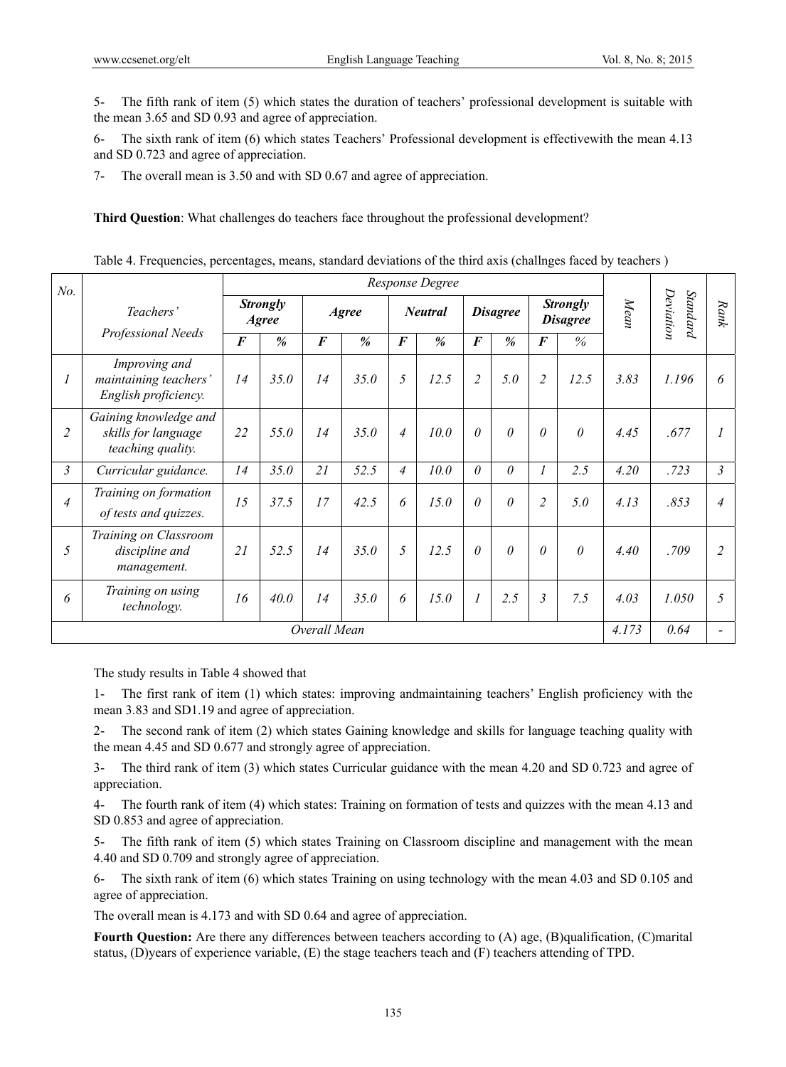5- The fifth rank of item (5) which states the duration of teachers' professional development is suitable with the mean 3.65 and SD 0.93 and agree of appreciation.

6- The sixth rank of item (6) which states Teachers' Professional development is effectivewith the mean 4.13 and SD 0.723 and agree of appreciation.

7- The overall mean is 3.50 and with SD 0.67 and agree of appreciation.

**Third Question**: What challenges do teachers face throughout the professional development?

Table 4. Frequencies, percentages, means, standard deviations of the third axis (challnges faced by teachers )

| *No.* | *Teachers' Professional Needs* | *Response Degree* | | | | | | | | | | *Mean* | *Standard Deviation* | *Rank* |
|---|---|---|---|---|---|---|---|---|---|---|---|---|---|---|
| | | ***Strongly Agree*** | | ***Agree*** | | ***Neutral*** | | ***Disagree*** | | ***Strongly Disagree*** | | | | |
| | | ***F*** | ***%*** | ***F*** | ***%*** | ***F*** | ***%*** | ***F*** | ***%*** | ***F*** | *%* | | | |
| *1* | *Improving and maintaining teachers' English proficiency.* | *14* | *35.0* | *14* | *35.0* | *5* | *12.5* | *2* | *5.0* | *2* | *12.5* | *3.83* | *1.196* | *6* |
| *2* | *Gaining knowledge and skills for language teaching quality.* | *22* | *55.0* | *14* | *35.0* | *4* | *10.0* | *0* | *0* | *0* | *0* | *4.45* | *.677* | *1* |
| *3* | *Curricular guidance.* | *14* | *35.0* | *21* | *52.5* | *4* | *10.0* | *0* | *0* | *1* | *2.5* | *4.20* | *.723* | *3* |
| *4* | *Training on formation of tests and quizzes.* | *15* | *37.5* | *17* | *42.5* | *6* | *15.0* | *0* | *0* | *2* | *5.0* | *4.13* | *.853* | *4* |
| *5* | *Training on Classroom discipline and management.* | *21* | *52.5* | *14* | *35.0* | *5* | *12.5* | *0* | *0* | *0* | *0* | *4.40* | *.709* | *2* |
| *6* | *Training on using technology.* | *16* | *40.0* | *14* | *35.0* | *6* | *15.0* | *1* | *2.5* | *3* | *7.5* | *4.03* | *1.050* | *5* |
| *Overall Mean* | | | | | | | | | | | | *4.173* | *0.64* | - |

The study results in Table 4 showed that

1- The first rank of item (1) which states: improving andmaintaining teachers' English proficiency with the mean 3.83 and SD1.19 and agree of appreciation.

2- The second rank of item (2) which states Gaining knowledge and skills for language teaching quality with the mean 4.45 and SD 0.677 and strongly agree of appreciation.

3- The third rank of item (3) which states Curricular guidance with the mean 4.20 and SD 0.723 and agree of appreciation.

4- The fourth rank of item (4) which states: Training on formation of tests and quizzes with the mean 4.13 and SD 0.853 and agree of appreciation.

5- The fifth rank of item (5) which states Training on Classroom discipline and management with the mean 4.40 and SD 0.709 and strongly agree of appreciation.

6- The sixth rank of item (6) which states Training on using technology with the mean 4.03 and SD 0.105 and agree of appreciation.

The overall mean is 4.173 and with SD 0.64 and agree of appreciation.

**Fourth Question:** Are there any differences between teachers according to (A) age, (B)qualification, (C)marital status, (D)years of experience variable, (E) the stage teachers teach and (F) teachers attending of TPD.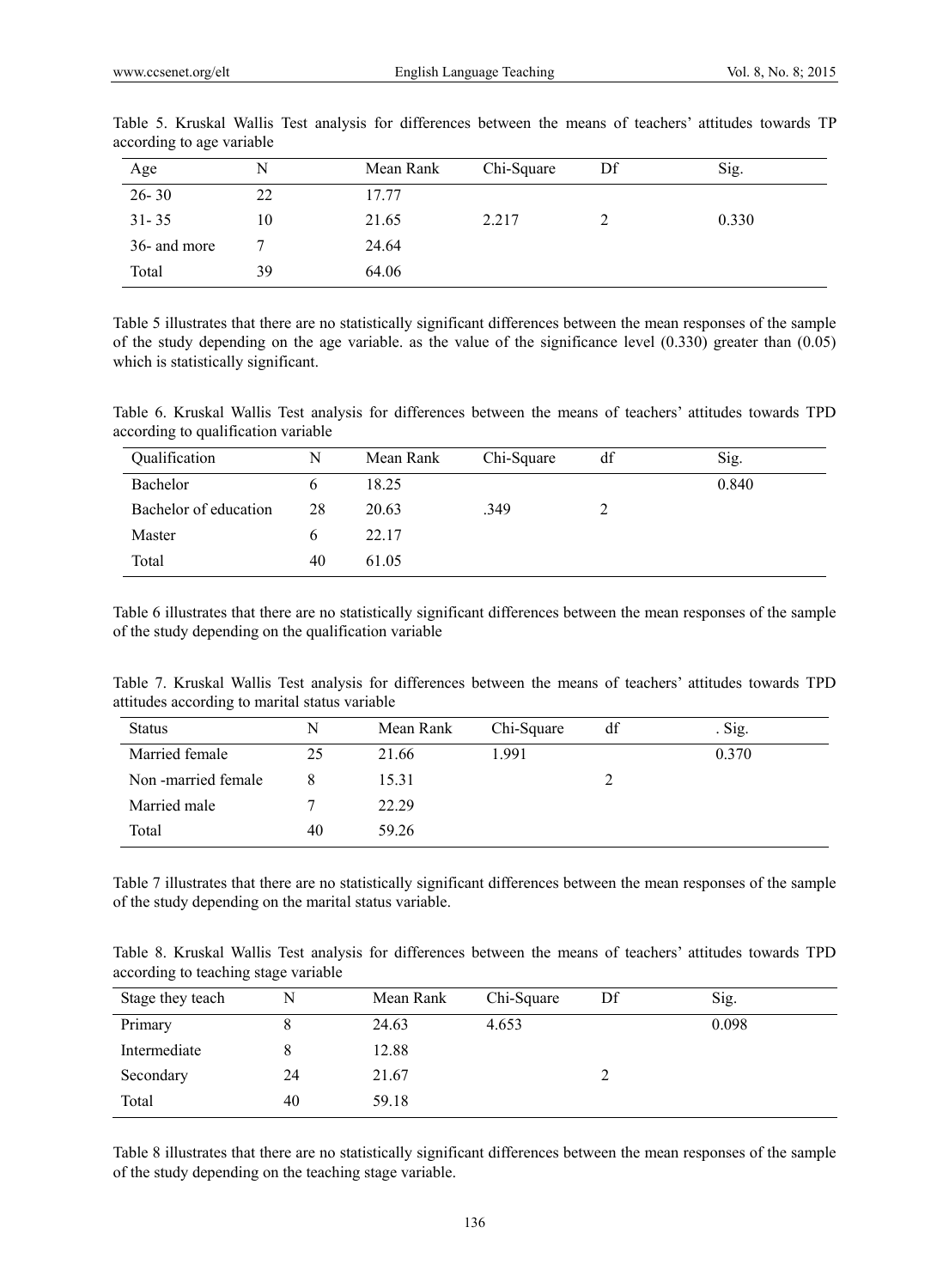Table 5. Kruskal Wallis Test analysis for differences between the means of teachers' attitudes towards TP according to age variable

| Age | N | Mean Rank | Chi-Square | Df | Sig. |
|---|---|---|---|---|---|
| 26- 30 | 22 | 17.77 | | | |
| 31- 35 | 10 | 21.65 | 2.217 | 2 | 0.330 |
| 36- and more | 7 | 24.64 | | | |
| Total | 39 | 64.06 | | | |

Table 5 illustrates that there are no statistically significant differences between the mean responses of the sample of the study depending on the age variable. as the value of the significance level (0.330) greater than (0.05) which is statistically significant.

Table 6. Kruskal Wallis Test analysis for differences between the means of teachers' attitudes towards TPD according to qualification variable

| Qualification | N | Mean Rank | Chi-Square | df | Sig. |
|---|---|---|---|---|---|
| Bachelor | 6 | 18.25 | | | 0.840 |
| Bachelor of education | 28 | 20.63 | .349 | 2 | |
| Master | 6 | 22.17 | | | |
| Total | 40 | 61.05 | | | |

Table 6 illustrates that there are no statistically significant differences between the mean responses of the sample of the study depending on the qualification variable

Table 7. Kruskal Wallis Test analysis for differences between the means of teachers' attitudes towards TPD attitudes according to marital status variable

| Status | N | Mean Rank | Chi-Square | df | . Sig. |
|---|---|---|---|---|---|
| Married female | 25 | 21.66 | 1.991 | | 0.370 |
| Non -married female | 8 | 15.31 | | 2 | |
| Married male | 7 | 22.29 | | | |
| Total | 40 | 59.26 | | | |

Table 7 illustrates that there are no statistically significant differences between the mean responses of the sample of the study depending on the marital status variable.

Table 8. Kruskal Wallis Test analysis for differences between the means of teachers' attitudes towards TPD according to teaching stage variable

| Stage they teach | N | Mean Rank | Chi-Square | Df | Sig. |
|---|---|---|---|---|---|
| Primary | 8 | 24.63 | 4.653 | | 0.098 |
| Intermediate | 8 | 12.88 | | | |
| Secondary | 24 | 21.67 | | 2 | |
| Total | 40 | 59.18 | | | |

Table 8 illustrates that there are no statistically significant differences between the mean responses of the sample of the study depending on the teaching stage variable.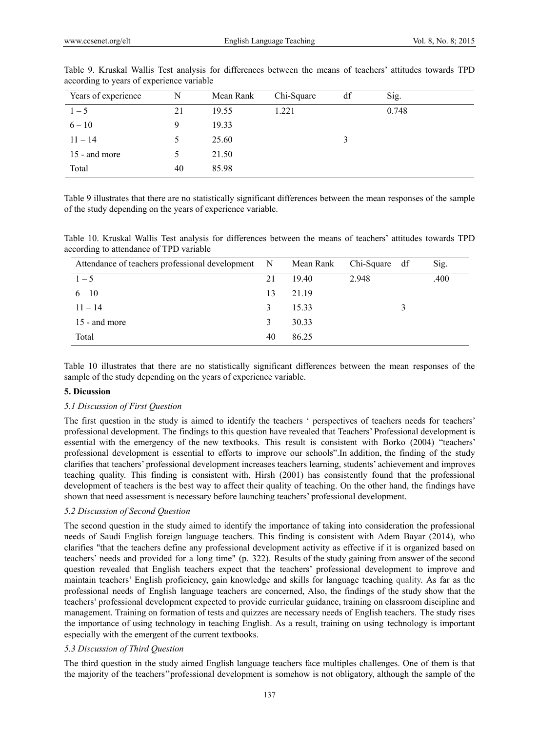Table 9. Kruskal Wallis Test analysis for differences between the means of teachers' attitudes towards TPD according to years of experience variable

| Years of experience | N | Mean Rank | Chi-Square | df | Sig. |
|---|---|---|---|---|---|
| 1 – 5 | 21 | 19.55 | 1.221 | | 0.748 |
| 6 – 10 | 9 | 19.33 | | | |
| 11 – 14 | 5 | 25.60 | | 3 | |
| 15 - and more | 5 | 21.50 | | | |
| Total | 40 | 85.98 | | | |

Table 9 illustrates that there are no statistically significant differences between the mean responses of the sample of the study depending on the years of experience variable.

Table 10. Kruskal Wallis Test analysis for differences between the means of teachers' attitudes towards TPD according to attendance of TPD variable

| Attendance of teachers professional development | N | Mean Rank | Chi-Square | df | Sig. |
|---|---|---|---|---|---|
| 1 – 5 | 21 | 19.40 | 2.948 | | .400 |
| 6 – 10 | 13 | 21.19 | | | |
| 11 – 14 | 3 | 15.33 | | 3 | |
| 15 - and more | 3 | 30.33 | | | |
| Total | 40 | 86.25 | | | |

Table 10 illustrates that there are no statistically significant differences between the mean responses of the sample of the study depending on the years of experience variable.

## 5. Dicussion

### *5.1 Discussion of First Question*

The first question in the study is aimed to identify the teachers ' perspectives of teachers needs for teachers' professional development. The findings to this question have revealed that Teachers' Professional development is essential with the emergency of the new textbooks. This result is consistent with Borko (2004) "teachers' professional development is essential to efforts to improve our schools".In addition, the finding of the study clarifies that teachers' professional development increases teachers learning, students' achievement and improves teaching quality. This finding is consistent with, Hirsh (2001) has consistently found that the professional development of teachers is the best way to affect their quality of teaching. On the other hand, the findings have shown that need assessment is necessary before launching teachers' professional development.

### *5.2 Discussion of Second Question*

The second question in the study aimed to identify the importance of taking into consideration the professional needs of Saudi English foreign language teachers. This finding is consistent with Adem Bayar (2014), who clarifies "that the teachers define any professional development activity as effective if it is organized based on teachers' needs and provided for a long time" (p. 322). Results of the study gaining from answer of the second question revealed that English teachers expect that the teachers' professional development to improve and maintain teachers' English proficiency, gain knowledge and skills for language teaching quality. As far as the professional needs of English language teachers are concerned, Also, the findings of the study show that the teachers' professional development expected to provide curricular guidance, training on classroom discipline and management. Training on formation of tests and quizzes are necessary needs of English teachers. The study rises the importance of using technology in teaching English. As a result, training on using technology is important especially with the emergent of the current textbooks.

### *5.3 Discussion of Third Question*

The third question in the study aimed English language teachers face multiples challenges. One of them is that the majority of the teachers''professional development is somehow is not obligatory, although the sample of the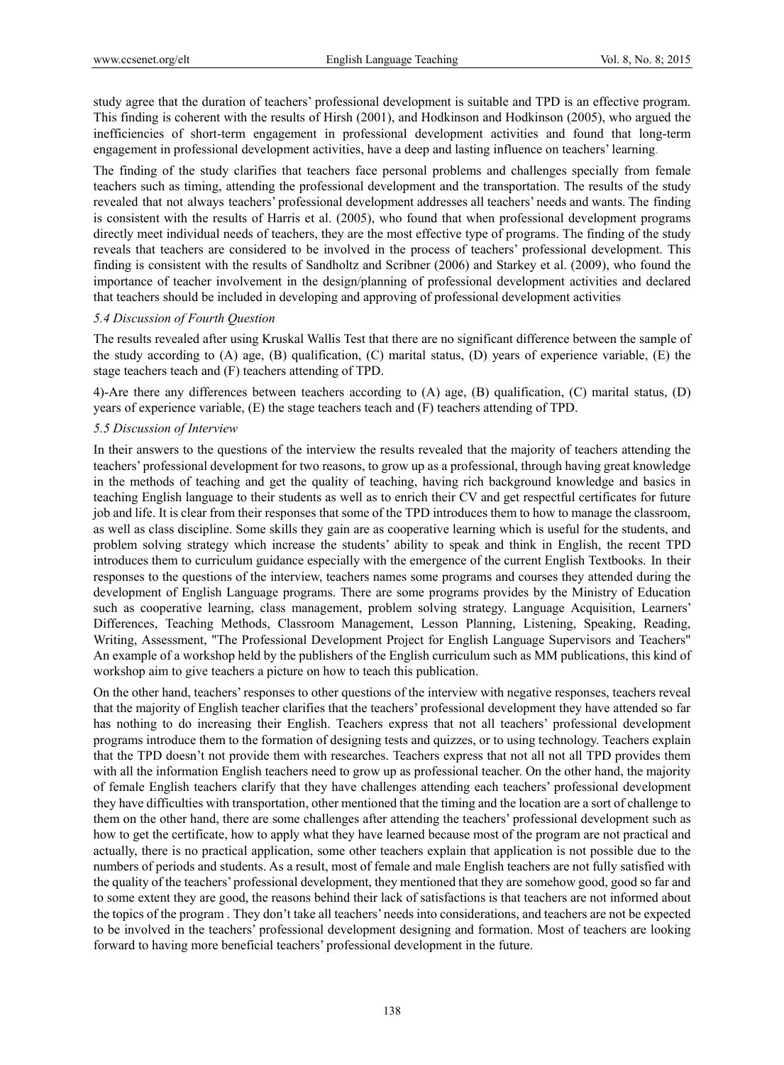study agree that the duration of teachers' professional development is suitable and TPD is an effective program. This finding is coherent with the results of Hirsh (2001), and Hodkinson and Hodkinson (2005), who argued the inefficiencies of short-term engagement in professional development activities and found that long-term engagement in professional development activities, have a deep and lasting influence on teachers' learning.

The finding of the study clarifies that teachers face personal problems and challenges specially from female teachers such as timing, attending the professional development and the transportation. The results of the study revealed that not always teachers' professional development addresses all teachers' needs and wants. The finding is consistent with the results of Harris et al. (2005), who found that when professional development programs directly meet individual needs of teachers, they are the most effective type of programs. The finding of the study reveals that teachers are considered to be involved in the process of teachers' professional development. This finding is consistent with the results of Sandholtz and Scribner (2006) and Starkey et al. (2009), who found the importance of teacher involvement in the design/planning of professional development activities and declared that teachers should be included in developing and approving of professional development activities

### *5.4 Discussion of Fourth Question*

The results revealed after using Kruskal Wallis Test that there are no significant difference between the sample of the study according to (A) age, (B) qualification, (C) marital status, (D) years of experience variable, (E) the stage teachers teach and (F) teachers attending of TPD.

4)-Are there any differences between teachers according to (A) age, (B) qualification, (C) marital status, (D) years of experience variable, (E) the stage teachers teach and (F) teachers attending of TPD.

### *5.5 Discussion of Interview*

In their answers to the questions of the interview the results revealed that the majority of teachers attending the teachers' professional development for two reasons, to grow up as a professional, through having great knowledge in the methods of teaching and get the quality of teaching, having rich background knowledge and basics in teaching English language to their students as well as to enrich their CV and get respectful certificates for future job and life. It is clear from their responses that some of the TPD introduces them to how to manage the classroom, as well as class discipline. Some skills they gain are as cooperative learning which is useful for the students, and problem solving strategy which increase the students' ability to speak and think in English, the recent TPD introduces them to curriculum guidance especially with the emergence of the current English Textbooks. In their responses to the questions of the interview, teachers names some programs and courses they attended during the development of English Language programs. There are some programs provides by the Ministry of Education such as cooperative learning, class management, problem solving strategy. Language Acquisition, Learners' Differences, Teaching Methods, Classroom Management, Lesson Planning, Listening, Speaking, Reading, Writing, Assessment, "The Professional Development Project for English Language Supervisors and Teachers" An example of a workshop held by the publishers of the English curriculum such as MM publications, this kind of workshop aim to give teachers a picture on how to teach this publication.

On the other hand, teachers' responses to other questions of the interview with negative responses, teachers reveal that the majority of English teacher clarifies that the teachers' professional development they have attended so far has nothing to do increasing their English. Teachers express that not all teachers' professional development programs introduce them to the formation of designing tests and quizzes, or to using technology. Teachers explain that the TPD doesn't not provide them with researches. Teachers express that not all not all TPD provides them with all the information English teachers need to grow up as professional teacher. On the other hand, the majority of female English teachers clarify that they have challenges attending each teachers' professional development they have difficulties with transportation, other mentioned that the timing and the location are a sort of challenge to them on the other hand, there are some challenges after attending the teachers' professional development such as how to get the certificate, how to apply what they have learned because most of the program are not practical and actually, there is no practical application, some other teachers explain that application is not possible due to the numbers of periods and students. As a result, most of female and male English teachers are not fully satisfied with the quality of the teachers' professional development, they mentioned that they are somehow good, good so far and to some extent they are good, the reasons behind their lack of satisfactions is that teachers are not informed about the topics of the program . They don't take all teachers' needs into considerations, and teachers are not be expected to be involved in the teachers' professional development designing and formation. Most of teachers are looking forward to having more beneficial teachers' professional development in the future.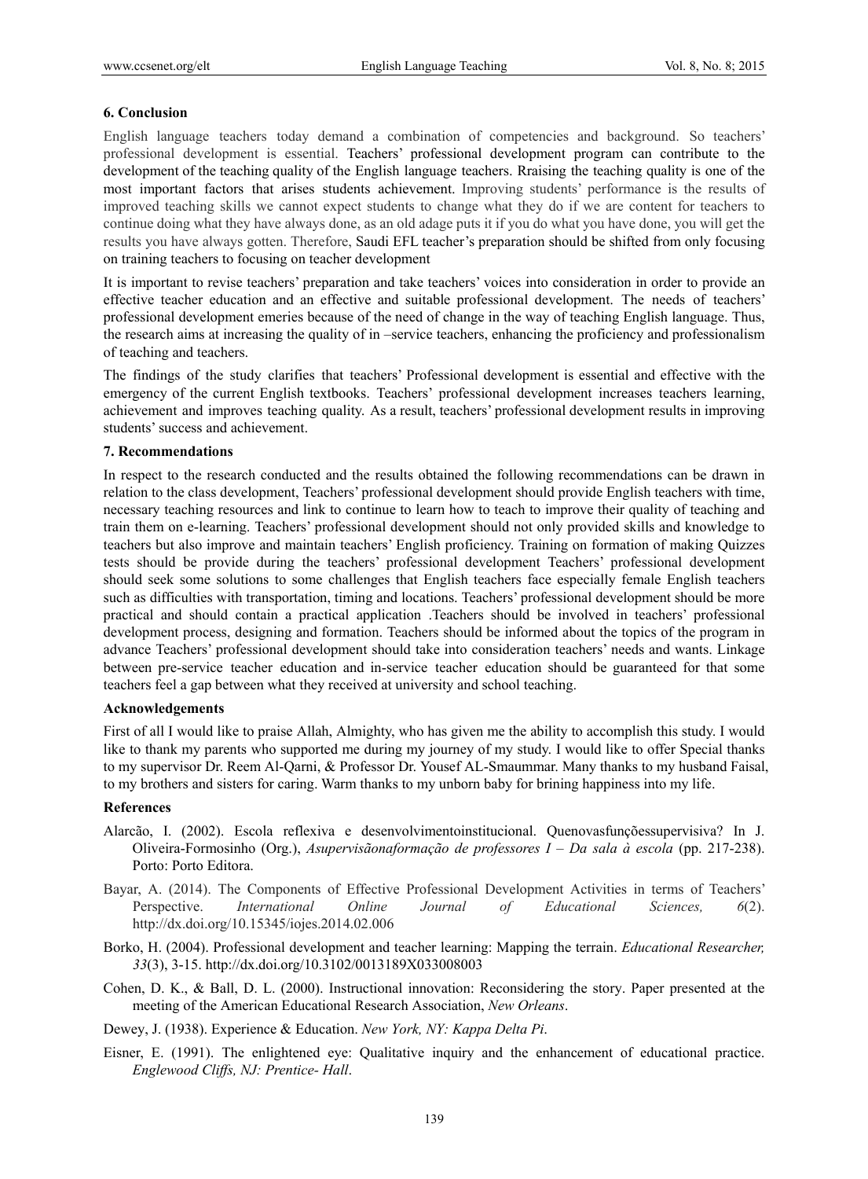### 6. Conclusion

English language teachers today demand a combination of competencies and background. So teachers' professional development is essential. Teachers' professional development program can contribute to the development of the teaching quality of the English language teachers. Rraising the teaching quality is one of the most important factors that arises students achievement. Improving students' performance is the results of improved teaching skills we cannot expect students to change what they do if we are content for teachers to continue doing what they have always done, as an old adage puts it if you do what you have done, you will get the results you have always gotten. Therefore, Saudi EFL teacher's preparation should be shifted from only focusing on training teachers to focusing on teacher development

It is important to revise teachers' preparation and take teachers' voices into consideration in order to provide an effective teacher education and an effective and suitable professional development. The needs of teachers' professional development emeries because of the need of change in the way of teaching English language. Thus, the research aims at increasing the quality of in –service teachers, enhancing the proficiency and professionalism of teaching and teachers.

The findings of the study clarifies that teachers' Professional development is essential and effective with the emergency of the current English textbooks. Teachers' professional development increases teachers learning, achievement and improves teaching quality. As a result, teachers' professional development results in improving students' success and achievement.

### 7. Recommendations

In respect to the research conducted and the results obtained the following recommendations can be drawn in relation to the class development, Teachers' professional development should provide English teachers with time, necessary teaching resources and link to continue to learn how to teach to improve their quality of teaching and train them on e-learning. Teachers' professional development should not only provided skills and knowledge to teachers but also improve and maintain teachers' English proficiency. Training on formation of making Quizzes tests should be provide during the teachers' professional development Teachers' professional development should seek some solutions to some challenges that English teachers face especially female English teachers such as difficulties with transportation, timing and locations. Teachers' professional development should be more practical and should contain a practical application .Teachers should be involved in teachers' professional development process, designing and formation. Teachers should be informed about the topics of the program in advance Teachers' professional development should take into consideration teachers' needs and wants. Linkage between pre-service teacher education and in-service teacher education should be guaranteed for that some teachers feel a gap between what they received at university and school teaching.

### Acknowledgements

First of all I would like to praise Allah, Almighty, who has given me the ability to accomplish this study. I would like to thank my parents who supported me during my journey of my study. I would like to offer Special thanks to my supervisor Dr. Reem Al-Qarni, & Professor Dr. Yousef AL-Smaummar. Many thanks to my husband Faisal, to my brothers and sisters for caring. Warm thanks to my unborn baby for brining happiness into my life.

### References

Alarcão, I. (2002). Escola reflexiva e desenvolvimentoinstitucional. Quenovasfunçõessupervisiva? In J. Oliveira-Formosinho (Org.), *Asupervisãonaformação de professores I – Da sala à escola* (pp. 217-238). Porto: Porto Editora.

Bayar, A. (2014). The Components of Effective Professional Development Activities in terms of Teachers' Perspective. *International Online Journal of Educational Sciences, 6*(2). http://dx.doi.org/10.15345/iojes.2014.02.006

Borko, H. (2004). Professional development and teacher learning: Mapping the terrain. *Educational Researcher, 33*(3), 3-15. http://dx.doi.org/10.3102/0013189X033008003

Cohen, D. K., & Ball, D. L. (2000). Instructional innovation: Reconsidering the story. Paper presented at the meeting of the American Educational Research Association, *New Orleans*.

Dewey, J. (1938). Experience & Education. *New York, NY: Kappa Delta Pi*.

Eisner, E. (1991). The enlightened eye: Qualitative inquiry and the enhancement of educational practice. *Englewood Cliffs, NJ: Prentice- Hall*.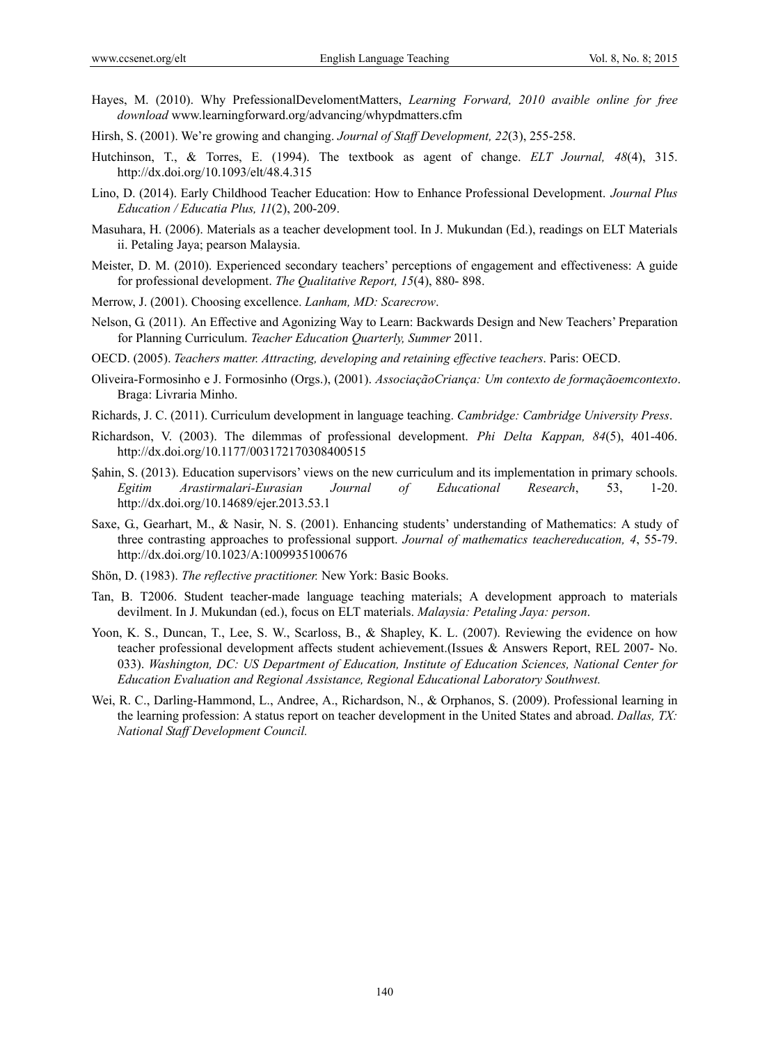Hayes, M. (2010). Why PrefessionalDevelomentMatters, *Learning Forward, 2010 avaible online for free download* www.learningforward.org/advancing/whypdmatters.cfm

Hirsh, S. (2001). We're growing and changing. *Journal of Staff Development, 22*(3), 255-258.

Hutchinson, T., & Torres, E. (1994). The textbook as agent of change. *ELT Journal, 48*(4), 315. http://dx.doi.org/10.1093/elt/48.4.315

Lino, D. (2014). Early Childhood Teacher Education: How to Enhance Professional Development. *Journal Plus Education / Educatia Plus, 11*(2), 200-209.

Masuhara, H. (2006). Materials as a teacher development tool. In J. Mukundan (Ed.), readings on ELT Materials ii. Petaling Jaya; pearson Malaysia.

Meister, D. M. (2010). Experienced secondary teachers' perceptions of engagement and effectiveness: A guide for professional development. *The Qualitative Report, 15*(4), 880- 898.

Merrow, J. (2001). Choosing excellence. *Lanham, MD: Scarecrow*.

Nelson, G. (2011). An Effective and Agonizing Way to Learn: Backwards Design and New Teachers' Preparation for Planning Curriculum. *Teacher Education Quarterly, Summer* 2011.

OECD. (2005). *Teachers matter. Attracting, developing and retaining effective teachers*. Paris: OECD.

Oliveira-Formosinho e J. Formosinho (Orgs.), (2001). *AssociaçãoCriança: Um contexto de formaçãoemcontexto*. Braga: Livraria Minho.

Richards, J. C. (2011). Curriculum development in language teaching. *Cambridge: Cambridge University Press*.

Richardson, V. (2003). The dilemmas of professional development. *Phi Delta Kappan, 84*(5), 401-406. http://dx.doi.org/10.1177/003172170308400515

Şahin, S. (2013). Education supervisors' views on the new curriculum and its implementation in primary schools. *Egitim Arastirmalari-Eurasian Journal of Educational Research*, 53, 1-20. http://dx.doi.org/10.14689/ejer.2013.53.1

Saxe, G., Gearhart, M., & Nasir, N. S. (2001). Enhancing students' understanding of Mathematics: A study of three contrasting approaches to professional support. *Journal of mathematics teachereducation, 4*, 55-79. http://dx.doi.org/10.1023/A:1009935100676

Shön, D. (1983). *The reflective practitioner.* New York: Basic Books.

Tan, B. T2006. Student teacher-made language teaching materials; A development approach to materials devilment. In J. Mukundan (ed.), focus on ELT materials. *Malaysia: Petaling Jaya: person*.

Yoon, K. S., Duncan, T., Lee, S. W., Scarloss, B., & Shapley, K. L. (2007). Reviewing the evidence on how teacher professional development affects student achievement.(Issues & Answers Report, REL 2007- No. 033). *Washington, DC: US Department of Education, Institute of Education Sciences, National Center for Education Evaluation and Regional Assistance, Regional Educational Laboratory Southwest.*

Wei, R. C., Darling-Hammond, L., Andree, A., Richardson, N., & Orphanos, S. (2009). Professional learning in the learning profession: A status report on teacher development in the United States and abroad. *Dallas, TX: National Staff Development Council.*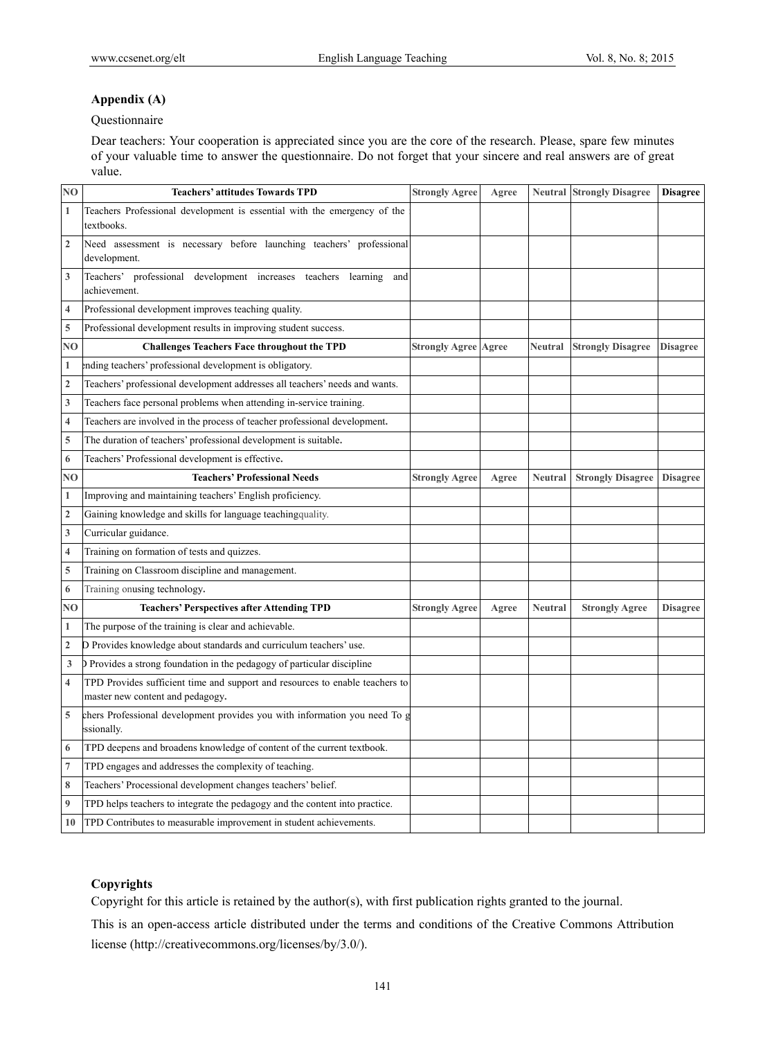**Appendix (A)**

Questionnaire

Dear teachers: Your cooperation is appreciated since you are the core of the research. Please, spare few minutes of your valuable time to answer the questionnaire. Do not forget that your sincere and real answers are of great value.

| NO | Teachers' attitudes Towards TPD | Strongly Agree | Agree | Neutral | Strongly Disagree | Disagree |
|---|---|---|---|---|---|---|
| 1 | Teachers Professional development is essential with the emergency of the textbooks. | | | | | |
| 2 | Need assessment is necessary before launching teachers' professional development. | | | | | |
| 3 | Teachers' professional development increases teachers learning and achievement. | | | | | |
| 4 | Professional development improves teaching quality. | | | | | |
| 5 | Professional development results in improving student success. | | | | | |
| NO | Challenges Teachers Face throughout the TPD | Strongly Agree | Agree | Neutral | Strongly Disagree | Disagree |
| 1 | ending teachers' professional development is obligatory. | | | | | |
| 2 | Teachers' professional development addresses all teachers' needs and wants. | | | | | |
| 3 | Teachers face personal problems when attending in-service training. | | | | | |
| 4 | Teachers are involved in the process of teacher professional development. | | | | | |
| 5 | The duration of teachers' professional development is suitable. | | | | | |
| 6 | Teachers' Professional development is effective. | | | | | |
| NO | Teachers' Professional Needs | Strongly Agree | Agree | Neutral | Strongly Disagree | Disagree |
| 1 | Improving and maintaining teachers' English proficiency. | | | | | |
| 2 | Gaining knowledge and skills for language teachingquality. | | | | | |
| 3 | Curricular guidance. | | | | | |
| 4 | Training on formation of tests and quizzes. | | | | | |
| 5 | Training on Classroom discipline and management. | | | | | |
| 6 | Training onusing technology. | | | | | |
| NO | Teachers' Perspectives after Attending TPD | Strongly Agree | Agree | Neutral | Strongly Agree | Disagree |
| 1 | The purpose of the training is clear and achievable. | | | | | |
| 2 | D Provides knowledge about standards and curriculum teachers' use. | | | | | |
| 3 | ) Provides a strong foundation in the pedagogy of particular discipline | | | | | |
| 4 | TPD Provides sufficient time and support and resources to enable teachers to master new content and pedagogy. | | | | | |
| 5 | chers Professional development provides you with information you need To g ssionally. | | | | | |
| 6 | TPD deepens and broadens knowledge of content of the current textbook. | | | | | |
| 7 | TPD engages and addresses the complexity of teaching. | | | | | |
| 8 | Teachers' Processional development changes teachers' belief. | | | | | |
| 9 | TPD helps teachers to integrate the pedagogy and the content into practice. | | | | | |
| 10 | TPD Contributes to measurable improvement in student achievements. | | | | | |

**Copyrights**

Copyright for this article is retained by the author(s), with first publication rights granted to the journal.

This is an open-access article distributed under the terms and conditions of the Creative Commons Attribution license (http://creativecommons.org/licenses/by/3.0/).